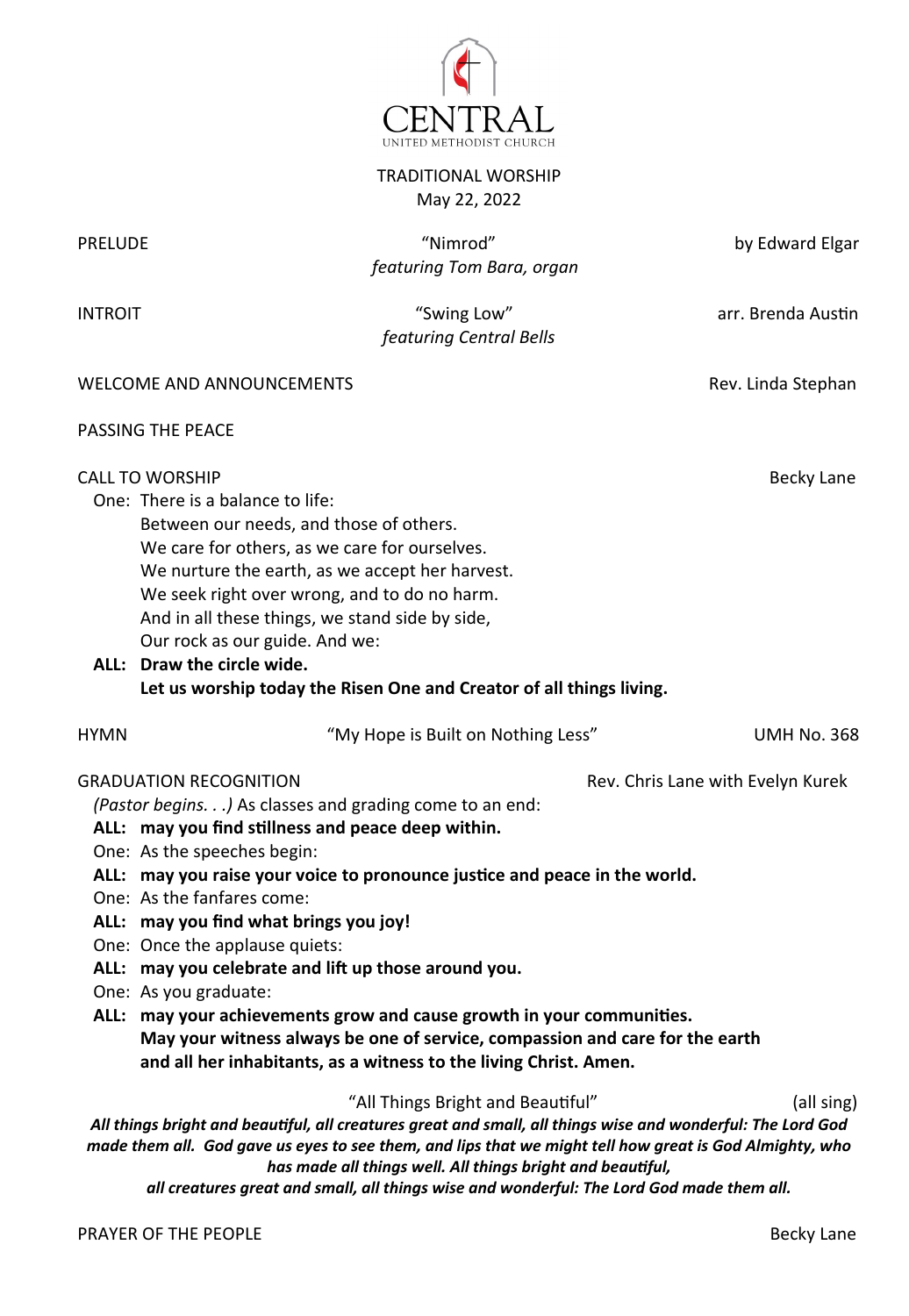# CENTRAL
UNITED METHODIST CHURCH

TRADITIONAL WORSHIP
May 22, 2022

PRELUDE — "Nimrod" — by Edward Elgar
*featuring Tom Bara, organ*

INTROIT — "Swing Low" — arr. Brenda Austin
*featuring Central Bells*

WELCOME AND ANNOUNCEMENTS — Rev. Linda Stephan

PASSING THE PEACE

CALL TO WORSHIP — Becky Lane

One: There is a balance to life:
Between our needs, and those of others.
We care for others, as we care for ourselves.
We nurture the earth, as we accept her harvest.
We seek right over wrong, and to do no harm.
And in all these things, we stand side by side,
Our rock as our guide. And we:

**ALL: Draw the circle wide.**
**Let us worship today the Risen One and Creator of all things living.**

HYMN — "My Hope is Built on Nothing Less" — UMH No. 368

GRADUATION RECOGNITION — Rev. Chris Lane with Evelyn Kurek

*(Pastor begins. . .)* As classes and grading come to an end:

**ALL: may you find stillness and peace deep within.**

One: As the speeches begin:

**ALL: may you raise your voice to pronounce justice and peace in the world.**

One: As the fanfares come:

**ALL: may you find what brings you joy!**

One: Once the applause quiets:

**ALL: may you celebrate and lift up those around you.**

One: As you graduate:

**ALL: may your achievements grow and cause growth in your communities.**
**May your witness always be one of service, compassion and care for the earth and all her inhabitants, as a witness to the living Christ. Amen.**

"All Things Bright and Beautiful" (all sing)

***All things bright and beautiful, all creatures great and small, all things wise and wonderful: The Lord God made them all. God gave us eyes to see them, and lips that we might tell how great is God Almighty, who has made all things well. All things bright and beautiful, all creatures great and small, all things wise and wonderful: The Lord God made them all.***

PRAYER OF THE PEOPLE — Becky Lane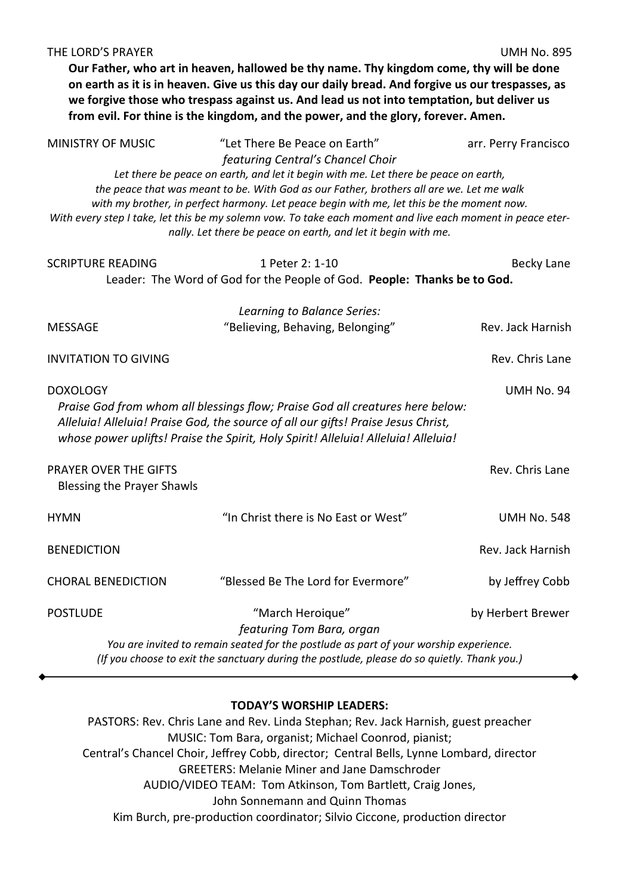THE LORD'S PRAYER UMH No. 895

**Our Father, who art in heaven, hallowed be thy name. Thy kingdom come, thy will be done on earth as it is in heaven. Give us this day our daily bread. And forgive us our trespasses, as we forgive those who trespass against us. And lead us not into temptation, but deliver us from evil. For thine is the kingdom, and the power, and the glory, forever. Amen.**

MINISTRY OF MUSIC "Let There Be Peace on Earth" arr. Perry Francisco
*featuring Central's Chancel Choir*

*Let there be peace on earth, and let it begin with me. Let there be peace on earth, the peace that was meant to be. With God as our Father, brothers all are we. Let me walk with my brother, in perfect harmony. Let peace begin with me, let this be the moment now. With every step I take, let this be my solemn vow. To take each moment and live each moment in peace eternally. Let there be peace on earth, and let it begin with me.*

SCRIPTURE READING 1 Peter 2: 1-10 Becky Lane

Leader: The Word of God for the People of God. **People: Thanks be to God.**

*Learning to Balance Series:*

MESSAGE "Believing, Behaving, Belonging" Rev. Jack Harnish

INVITATION TO GIVING Rev. Chris Lane

DOXOLOGY UMH No. 94

*Praise God from whom all blessings flow; Praise God all creatures here below: Alleluia! Alleluia! Praise God, the source of all our gifts! Praise Jesus Christ, whose power uplifts! Praise the Spirit, Holy Spirit! Alleluia! Alleluia! Alleluia!*

PRAYER OVER THE GIFTS Rev. Chris Lane
Blessing the Prayer Shawls

HYMN "In Christ there is No East or West" UMH No. 548

BENEDICTION Rev. Jack Harnish

CHORAL BENEDICTION "Blessed Be The Lord for Evermore" by Jeffrey Cobb

POSTLUDE "March Heroique" by Herbert Brewer
*featuring Tom Bara, organ*

*You are invited to remain seated for the postlude as part of your worship experience. (If you choose to exit the sanctuary during the postlude, please do so quietly. Thank you.)*

---

**TODAY'S WORSHIP LEADERS:**

PASTORS: Rev. Chris Lane and Rev. Linda Stephan; Rev. Jack Harnish, guest preacher
MUSIC: Tom Bara, organist; Michael Coonrod, pianist;
Central's Chancel Choir, Jeffrey Cobb, director; Central Bells, Lynne Lombard, director
GREETERS: Melanie Miner and Jane Damschroder
AUDIO/VIDEO TEAM: Tom Atkinson, Tom Bartlett, Craig Jones,
John Sonnemann and Quinn Thomas
Kim Burch, pre-production coordinator; Silvio Ciccone, production director